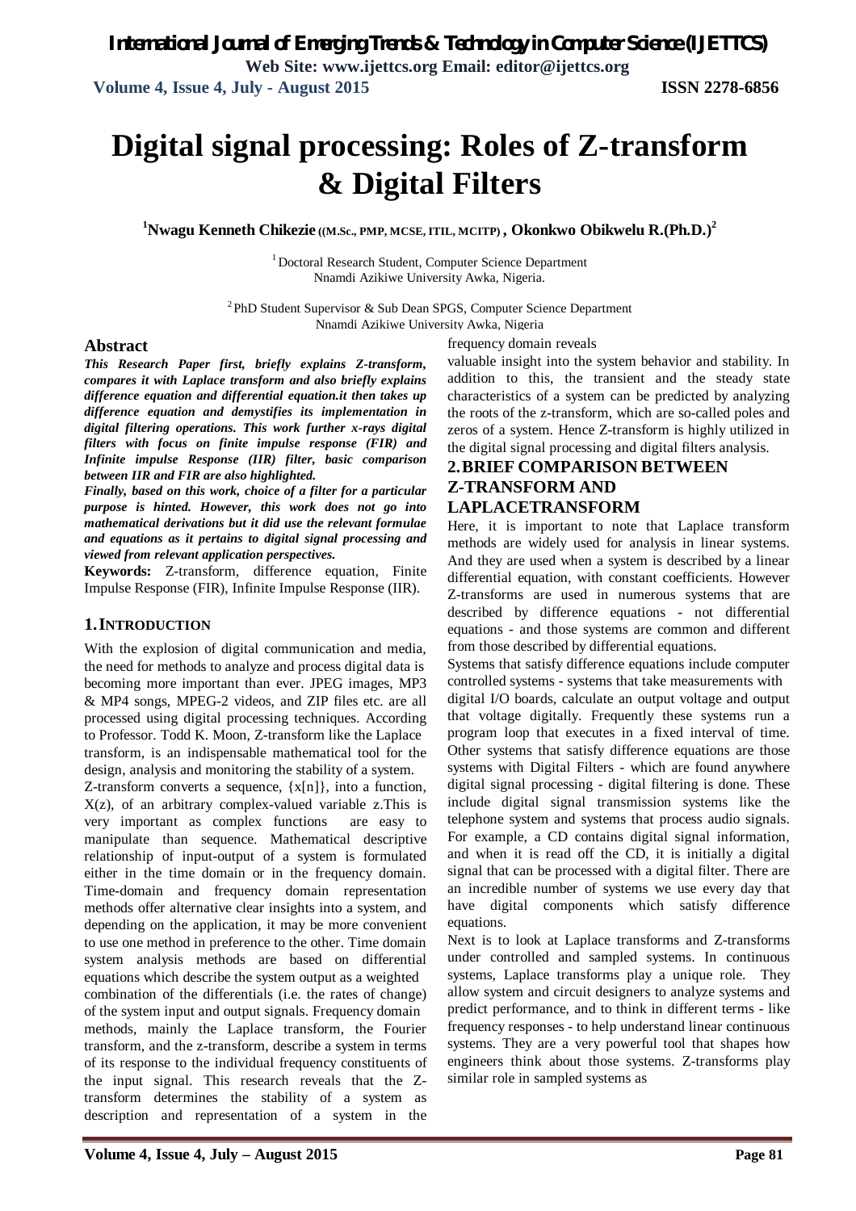# Digital signal processing: Roles of Z-transform & Digital Filters

[1]Nwagu Kenneth Chikezie ((M.Sc., PMP, MCSE, ITIL, MCITP) , Okonkwo Obikwelu R.(Ph.D.)[2]

[1] Doctoral Research Student, Computer Science Department
Nnamdi Azikiwe University Awka, Nigeria.

[2] PhD Student Supervisor & Sub Dean SPGS, Computer Science Department
Nnamdi Azikiwe University Awka, Nigeria

## Abstract

***This Research Paper first, briefly explains Z-transform, compares it with Laplace transform and also briefly explains difference equation and differential equation.it then takes up difference equation and demystifies its implementation in digital filtering operations. This work further x-rays digital filters with focus on finite impulse response (FIR) and Infinite impulse Response (IIR) filter, basic comparison between IIR and FIR are also highlighted.***

***Finally, based on this work, choice of a filter for a particular purpose is hinted. However, this work does not go into mathematical derivations but it did use the relevant formulae and equations as it pertains to digital signal processing and viewed from relevant application perspectives.***

**Keywords:** Z-transform, difference equation, Finite Impulse Response (FIR), Infinite Impulse Response (IIR).

## 1. INTRODUCTION

With the explosion of digital communication and media, the need for methods to analyze and process digital data is becoming more important than ever. JPEG images, MP3 & MP4 songs, MPEG-2 videos, and ZIP files etc. are all processed using digital processing techniques. According to Professor. Todd K. Moon, Z-transform like the Laplace transform, is an indispensable mathematical tool for the design, analysis and monitoring the stability of a system.

Z-transform converts a sequence, $\{x[n]\}$, into a function, $X(z)$, of an arbitrary complex-valued variable z.This is very important as complex functions are easy to manipulate than sequence. Mathematical descriptive relationship of input-output of a system is formulated either in the time domain or in the frequency domain. Time-domain and frequency domain representation methods offer alternative clear insights into a system, and depending on the application, it may be more convenient to use one method in preference to the other. Time domain system analysis methods are based on differential equations which describe the system output as a weighted combination of the differentials (i.e. the rates of change) of the system input and output signals. Frequency domain methods, mainly the Laplace transform, the Fourier transform, and the z-transform, describe a system in terms of its response to the individual frequency constituents of the input signal. This research reveals that the Z-transform determines the stability of a system as description and representation of a system in the frequency domain reveals valuable insight into the system behavior and stability. In addition to this, the transient and the steady state characteristics of a system can be predicted by analyzing the roots of the z-transform, which are so-called poles and zeros of a system. Hence Z-transform is highly utilized in the digital signal processing and digital filters analysis.

## 2. BRIEF COMPARISON BETWEEN Z-TRANSFORM AND LAPLACETRANSFORM

Here, it is important to note that Laplace transform methods are widely used for analysis in linear systems. And they are used when a system is described by a linear differential equation, with constant coefficients. However Z-transforms are used in numerous systems that are described by difference equations - not differential equations - and those systems are common and different from those described by differential equations.

Systems that satisfy difference equations include computer controlled systems - systems that take measurements with digital I/O boards, calculate an output voltage and output that voltage digitally. Frequently these systems run a program loop that executes in a fixed interval of time. Other systems that satisfy difference equations are those systems with Digital Filters - which are found anywhere digital signal processing - digital filtering is done. These include digital signal transmission systems like the telephone system and systems that process audio signals. For example, a CD contains digital signal information, and when it is read off the CD, it is initially a digital signal that can be processed with a digital filter. There are an incredible number of systems we use every day that have digital components which satisfy difference equations.

Next is to look at Laplace transforms and Z-transforms under controlled and sampled systems. In continuous systems, Laplace transforms play a unique role. They allow system and circuit designers to analyze systems and predict performance, and to think in different terms - like frequency responses - to help understand linear continuous systems. They are a very powerful tool that shapes how engineers think about those systems. Z-transforms play similar role in sampled systems as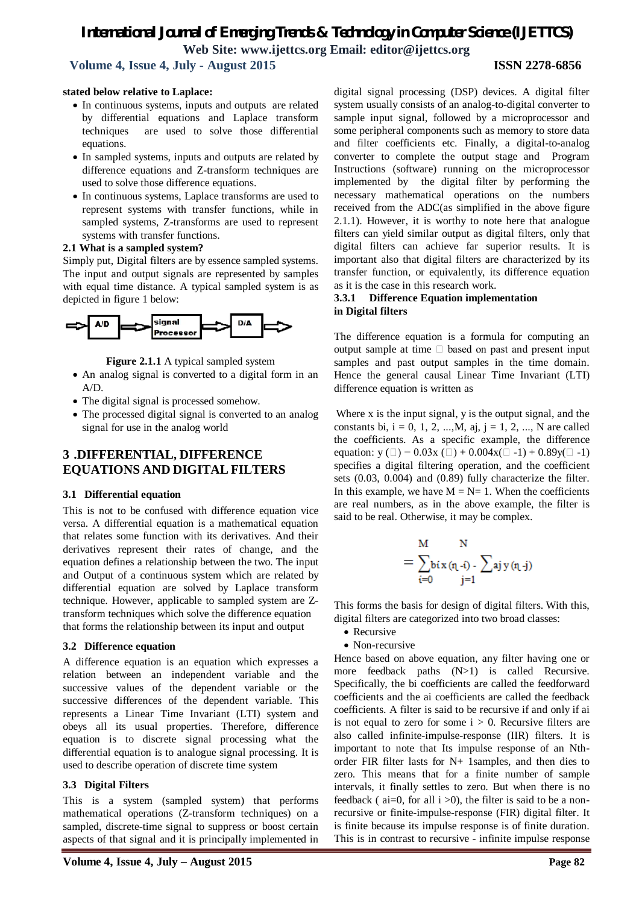**stated below relative to Laplace:**

- In continuous systems, inputs and outputs are related by differential equations and Laplace transform techniques are used to solve those differential equations.
- In sampled systems, inputs and outputs are related by difference equations and Z-transform techniques are used to solve those difference equations.
- In continuous systems, Laplace transforms are used to represent systems with transfer functions, while in sampled systems, Z-transforms are used to represent systems with transfer functions.

**2.1 What is a sampled system?**

Simply put, Digital filters are by essence sampled systems. The input and output signals are represented by samples with equal time distance. A typical sampled system is as depicted in figure 1 below:

A/D → signal Processor → D/A

**Figure 2.1.1** A typical sampled system

- An analog signal is converted to a digital form in an A/D.
- The digital signal is processed somehow.
- The processed digital signal is converted to an analog signal for use in the analog world

## 3 .DIFFERENTIAL, DIFFERENCE EQUATIONS AND DIGITAL FILTERS

### 3.1 Differential equation

This is not to be confused with difference equation vice versa. A differential equation is a mathematical equation that relates some function with its derivatives. And their derivatives represent their rates of change, and the equation defines a relationship between the two. The input and Output of a continuous system which are related by differential equation are solved by Laplace transform technique. However, applicable to sampled system are Z-transform techniques which solve the difference equation that forms the relationship between its input and output

### 3.2 Difference equation

A difference equation is an equation which expresses a relation between an independent variable and the successive values of the dependent variable or the successive differences of the dependent variable. This represents a Linear Time Invariant (LTI) system and obeys all its usual properties. Therefore, difference equation is to discrete signal processing what the differential equation is to analogue signal processing. It is used to describe operation of discrete time system

### 3.3 Digital Filters

This is a system (sampled system) that performs mathematical operations (Z-transform techniques) on a sampled, discrete-time signal to suppress or boost certain aspects of that signal and it is principally implemented in digital signal processing (DSP) devices. A digital filter system usually consists of an analog-to-digital converter to sample input signal, followed by a microprocessor and some peripheral components such as memory to store data and filter coefficients etc. Finally, a digital-to-analog converter to complete the output stage and Program Instructions (software) running on the microprocessor implemented by the digital filter by performing the necessary mathematical operations on the numbers received from the ADC(as simplified in the above figure 2.1.1). However, it is worthy to note here that analogue filters can yield similar output as digital filters, only that digital filters can achieve far superior results. It is important also that digital filters are characterized by its transfer function, or equivalently, its difference equation as it is the case in this research work.

#### 3.3.1 Difference Equation implementation in Digital filters

The difference equation is a formula for computing an output sample at time □ based on past and present input samples and past output samples in the time domain. Hence the general causal Linear Time Invariant (LTI) difference equation is written as

Where x is the input signal, y is the output signal, and the constants bi, i = 0, 1, 2, ...,M, aj, j = 1, 2, ..., N are called the coefficients. As a specific example, the difference equation: y (□) = 0.03x (□) + 0.004x(□ -1) + 0.89y(□ -1) specifies a digital filtering operation, and the coefficient sets (0.03, 0.004) and (0.89) fully characterize the filter. In this example, we have M = N= 1. When the coefficients are real numbers, as in the above example, the filter is said to be real. Otherwise, it may be complex.

$$= \sum_{i=0}^{M} bi\, x(\eta - i) - \sum_{j=1}^{N} aj\, y(\eta - j)$$

This forms the basis for design of digital filters. With this, digital filters are categorized into two broad classes:

- Recursive
- Non-recursive

Hence based on above equation, any filter having one or more feedback paths (N>1) is called Recursive. Specifically, the bi coefficients are called the feedforward coefficients and the ai coefficients are called the feedback coefficients. A filter is said to be recursive if and only if ai is not equal to zero for some i > 0. Recursive filters are also called infinite-impulse-response (IIR) filters. It is important to note that Its impulse response of an Nth-order FIR filter lasts for N+ 1samples, and then dies to zero. This means that for a finite number of sample intervals, it finally settles to zero. But when there is no feedback ( ai=0, for all i >0), the filter is said to be a non-recursive or finite-impulse-response (FIR) digital filter. It is finite because its impulse response is of finite duration. This is in contrast to recursive - infinite impulse response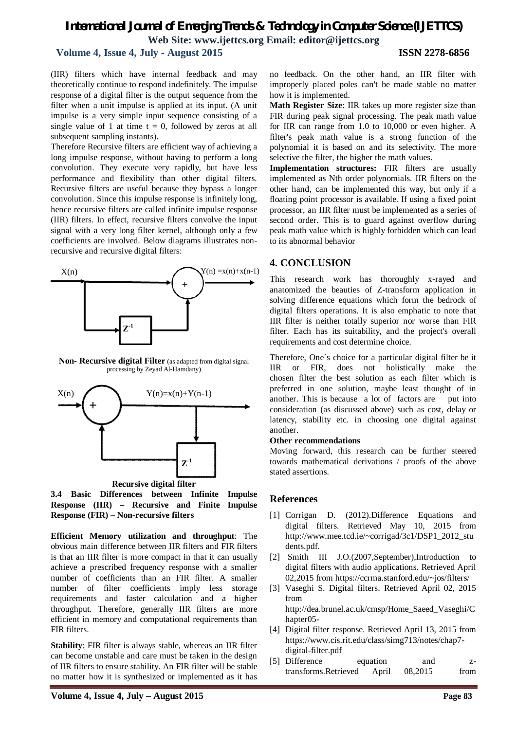(IIR) filters which have internal feedback and may theoretically continue to respond indefinitely. The impulse response of a digital filter is the output sequence from the filter when a unit impulse is applied at its input. (A unit impulse is a very simple input sequence consisting of a single value of 1 at time $t = 0$, followed by zeros at all subsequent sampling instants).

Therefore Recursive filters are efficient way of achieving a long impulse response, without having to perform a long convolution. They execute very rapidly, but have less performance and flexibility than other digital filters. Recursive filters are useful because they bypass a longer convolution. Since this impulse response is infinitely long, hence recursive filters are called infinite impulse response (IIR) filters. In effect, recursive filters convolve the input signal with a very long filter kernel, although only a few coefficients are involved. Below diagrams illustrates non-recursive and recursive digital filters:

X(n)

Y(n) =x(n)+x(n-1)

+

$Z^{-1}$

**Non- Recursive digital Filter** (as adapted from digital signal processing by Zeyad Al-Hamdany)

X(n)

Y(n)=x(n)+Y(n-1)

+

$Z^{-1}$

**Recursive digital filter**

### 3.4 Basic Differences between Infinite Impulse Response (IIR) – Recursive and Finite Impulse Response (FIR) – Non-recursive filters

**Efficient Memory utilization and throughput**: The obvious main difference between IIR filters and FIR filters is that an IIR filter is more compact in that it can usually achieve a prescribed frequency response with a smaller number of coefficients than an FIR filter. A smaller number of filter coefficients imply less storage requirements and faster calculation and a higher throughput. Therefore, generally IIR filters are more efficient in memory and computational requirements than FIR filters.

**Stability**: FIR filter is always stable, whereas an IIR filter can become unstable and care must be taken in the design of IIR filters to ensure stability. An FIR filter will be stable no matter how it is synthesized or implemented as it has no feedback. On the other hand, an IIR filter with improperly placed poles can't be made stable no matter how it is implemented.

**Math Register Size**: IIR takes up more register size than FIR during peak signal processing. The peak math value for IIR can range from 1.0 to 10,000 or even higher. A filter's peak math value is a strong function of the polynomial it is based on and its selectivity. The more selective the filter, the higher the math values.

**Implementation structures:** FIR filters are usually implemented as Nth order polynomials. IIR filters on the other hand, can be implemented this way, but only if a floating point processor is available. If using a fixed point processor, an IIR filter must be implemented as a series of second order. This is to guard against overflow during peak math value which is highly forbidden which can lead to its abnormal behavior

## 4. CONCLUSION

This research work has thoroughly x-rayed and anatomized the beauties of Z-transform application in solving difference equations which form the bedrock of digital filters operations. It is also emphatic to note that IIR filter is neither totally superior nor worse than FIR filter. Each has its suitability, and the project's overall requirements and cost determine choice.

Therefore, One`s choice for a particular digital filter be it IIR or FIR, does not holistically make the chosen filter the best solution as each filter which is preferred in one solution, maybe least thought of in another. This is because a lot of factors are put into consideration (as discussed above) such as cost, delay or latency, stability etc. in choosing one digital against another.

**Other recommendations**

Moving forward, this research can be further steered towards mathematical derivations / proofs of the above stated assertions.

## References

[1] Corrigan D. (2012).Difference Equations and digital filters. Retrieved May 10, 2015 from http://www.mee.tcd.ie/~corrigad/3c1/DSP1_2012_students.pdf.

[2] Smith III J.O.(2007,September),Introduction to digital filters with audio applications. Retrieved April 02,2015 from https://ccrma.stanford.edu/~jos/filters/

[3] Vaseghi S. Digital filters. Retrieved April 02, 2015 from http://dea.brunel.ac.uk/cmsp/Home_Saeed_Vaseghi/Chapter05-

[4] Digital filter response. Retrieved April 13, 2015 from https://www.cis.rit.edu/class/simg713/notes/chap7-digital-filter.pdf

[5] Difference equation and z-transforms.Retrieved April 08,2015 from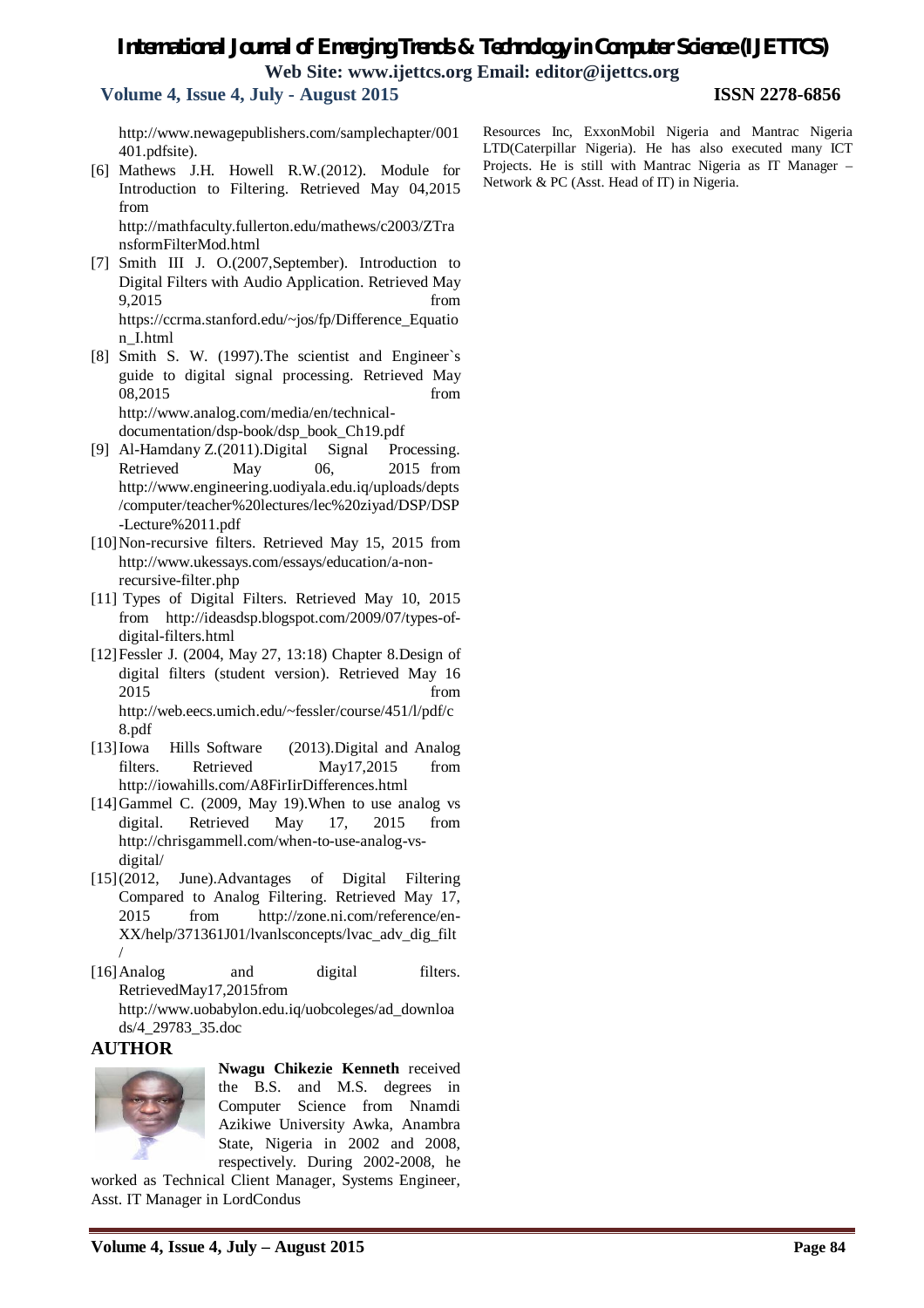http://www.newagepublishers.com/samplechapter/001401.pdfsite).

[6] Mathews J.H. Howell R.W.(2012). Module for Introduction to Filtering. Retrieved May 04,2015 from http://mathfaculty.fullerton.edu/mathews/c2003/ZTransformFilterMod.html

[7] Smith III J. O.(2007,September). Introduction to Digital Filters with Audio Application. Retrieved May 9,2015 from https://ccrma.stanford.edu/~jos/fp/Difference_Equation_I.html

[8] Smith S. W. (1997).The scientist and Engineer`s guide to digital signal processing. Retrieved May 08,2015 from http://www.analog.com/media/en/technical-documentation/dsp-book/dsp_book_Ch19.pdf

[9] Al-Hamdany Z.(2011).Digital Signal Processing. Retrieved May 06, 2015 from http://www.engineering.uodiyala.edu.iq/uploads/depts/computer/teacher%20lectures/lec%20ziyad/DSP/DSP-Lecture%2011.pdf

[10] Non-recursive filters. Retrieved May 15, 2015 from http://www.ukessays.com/essays/education/a-non-recursive-filter.php

[11] Types of Digital Filters. Retrieved May 10, 2015 from http://ideasdsp.blogspot.com/2009/07/types-of-digital-filters.html

[12] Fessler J. (2004, May 27, 13:18) Chapter 8.Design of digital filters (student version). Retrieved May 16 2015 from http://web.eecs.umich.edu/~fessler/course/451/l/pdf/c8.pdf

[13] Iowa Hills Software (2013).Digital and Analog filters. Retrieved May17,2015 from http://iowahills.com/A8FirIirDifferences.html

[14] Gammel C. (2009, May 19).When to use analog vs digital. Retrieved May 17, 2015 from http://chrisgammell.com/when-to-use-analog-vs-digital/

[15] (2012, June).Advantages of Digital Filtering Compared to Analog Filtering. Retrieved May 17, 2015 from http://zone.ni.com/reference/en-XX/help/371361J01/lvanlsconcepts/lvac_adv_dig_filt/

[16] Analog and digital filters. RetrievedMay17,2015from http://www.uobabylon.edu.iq/uobcoleges/ad_downloads/4_29783_35.doc

## AUTHOR

**Nwagu Chikezie Kenneth** received the B.S. and M.S. degrees in Computer Science from Nnamdi Azikiwe University Awka, Anambra State, Nigeria in 2002 and 2008, respectively. During 2002-2008, he worked as Technical Client Manager, Systems Engineer, Asst. IT Manager in LordCondus Resources Inc, ExxonMobil Nigeria and Mantrac Nigeria LTD(Caterpillar Nigeria). He has also executed many ICT Projects. He is still with Mantrac Nigeria as IT Manager – Network & PC (Asst. Head of IT) in Nigeria.